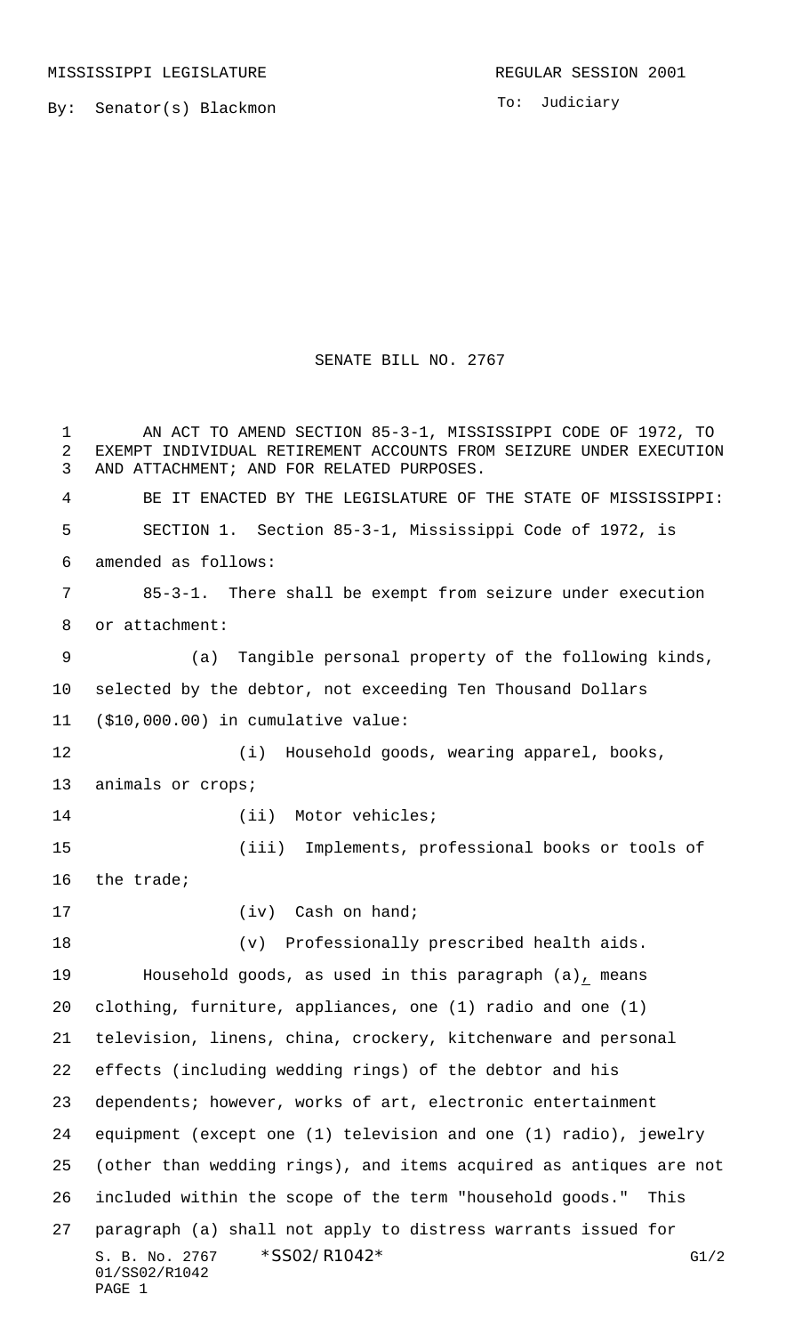MISSISSIPPI LEGISLATURE REGULAR SESSION 2001

By: Senator(s) Blackmon

To: Judiciary

# SENATE BILL NO. 2767

AN ACT TO AMEND SECTION 85-3-1, MISSISSIPPI CODE OF 1972, TO EXEMPT INDIVIDUAL RETIREMENT ACCOUNTS FROM SEIZURE UNDER EXECUTION AND ATTACHMENT; AND FOR RELATED PURPOSES.

BE IT ENACTED BY THE LEGISLATURE OF THE STATE OF MISSISSIPPI:

SECTION 1. Section 85-3-1, Mississippi Code of 1972, is amended as follows:

85-3-1. There shall be exempt from seizure under execution or attachment:

(a) Tangible personal property of the following kinds, selected by the debtor, not exceeding Ten Thousand Dollars ($10,000.00) in cumulative value:

(i) Household goods, wearing apparel, books, animals or crops;

(ii) Motor vehicles;

(iii) Implements, professional books or tools of the trade;

(iv) Cash on hand;

(v) Professionally prescribed health aids.

Household goods, as used in this paragraph (a), means clothing, furniture, appliances, one (1) radio and one (1) television, linens, china, crockery, kitchenware and personal effects (including wedding rings) of the debtor and his dependents; however, works of art, electronic entertainment equipment (except one (1) television and one (1) radio), jewelry (other than wedding rings), and items acquired as antiques are not included within the scope of the term "household goods." This paragraph (a) shall not apply to distress warrants issued for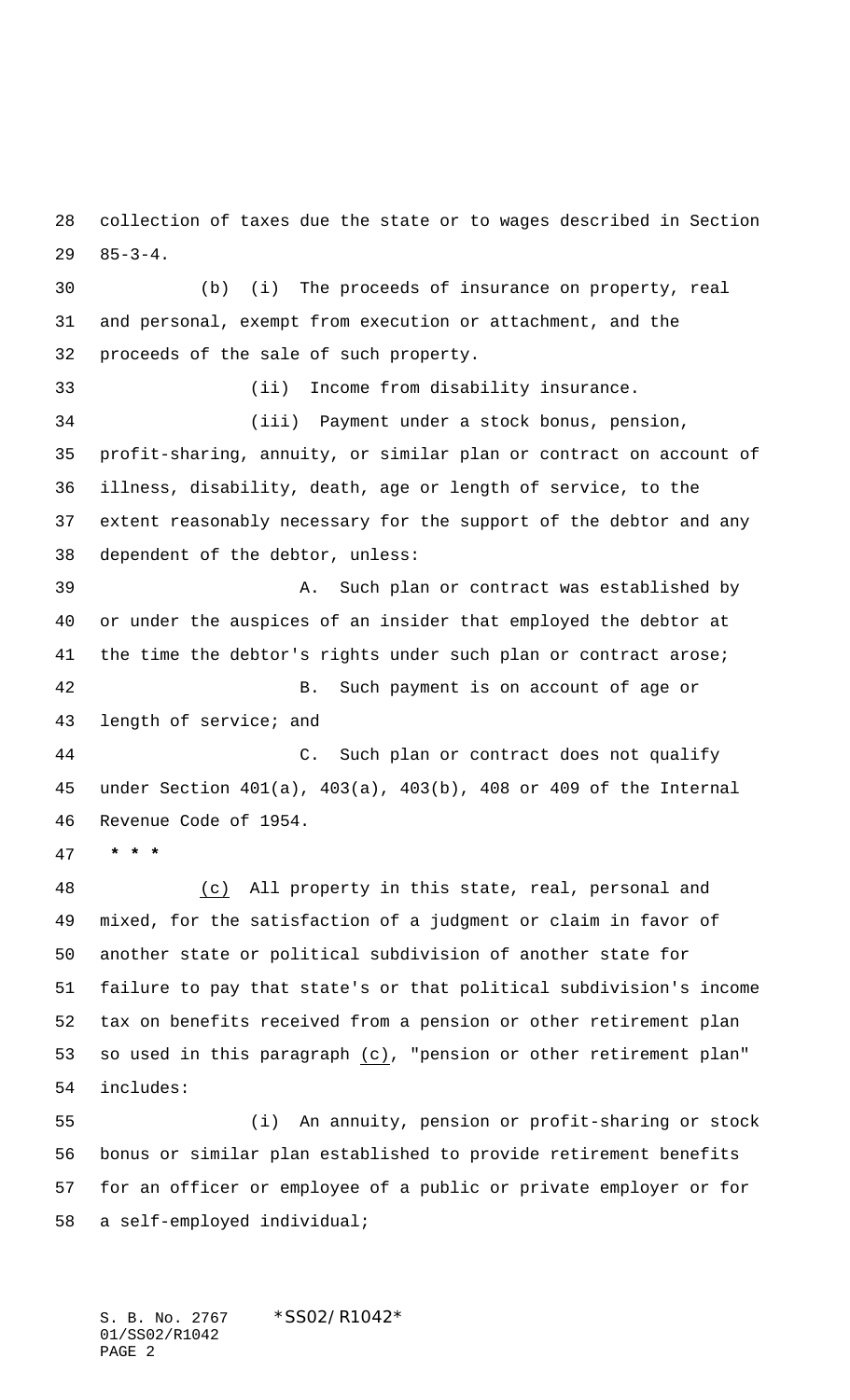collection of taxes due the state or to wages described in Section 85-3-4.

(b) (i) The proceeds of insurance on property, real and personal, exempt from execution or attachment, and the proceeds of the sale of such property.

(ii) Income from disability insurance.

(iii) Payment under a stock bonus, pension, profit-sharing, annuity, or similar plan or contract on account of illness, disability, death, age or length of service, to the extent reasonably necessary for the support of the debtor and any dependent of the debtor, unless:

A. Such plan or contract was established by or under the auspices of an insider that employed the debtor at the time the debtor's rights under such plan or contract arose;

B. Such payment is on account of age or length of service; and

C. Such plan or contract does not qualify under Section 401(a), 403(a), 403(b), 408 or 409 of the Internal Revenue Code of 1954.

* * *

(c) All property in this state, real, personal and mixed, for the satisfaction of a judgment or claim in favor of another state or political subdivision of another state for failure to pay that state's or that political subdivision's income tax on benefits received from a pension or other retirement plan so used in this paragraph (c), "pension or other retirement plan" includes:

(i) An annuity, pension or profit-sharing or stock bonus or similar plan established to provide retirement benefits for an officer or employee of a public or private employer or for a self-employed individual;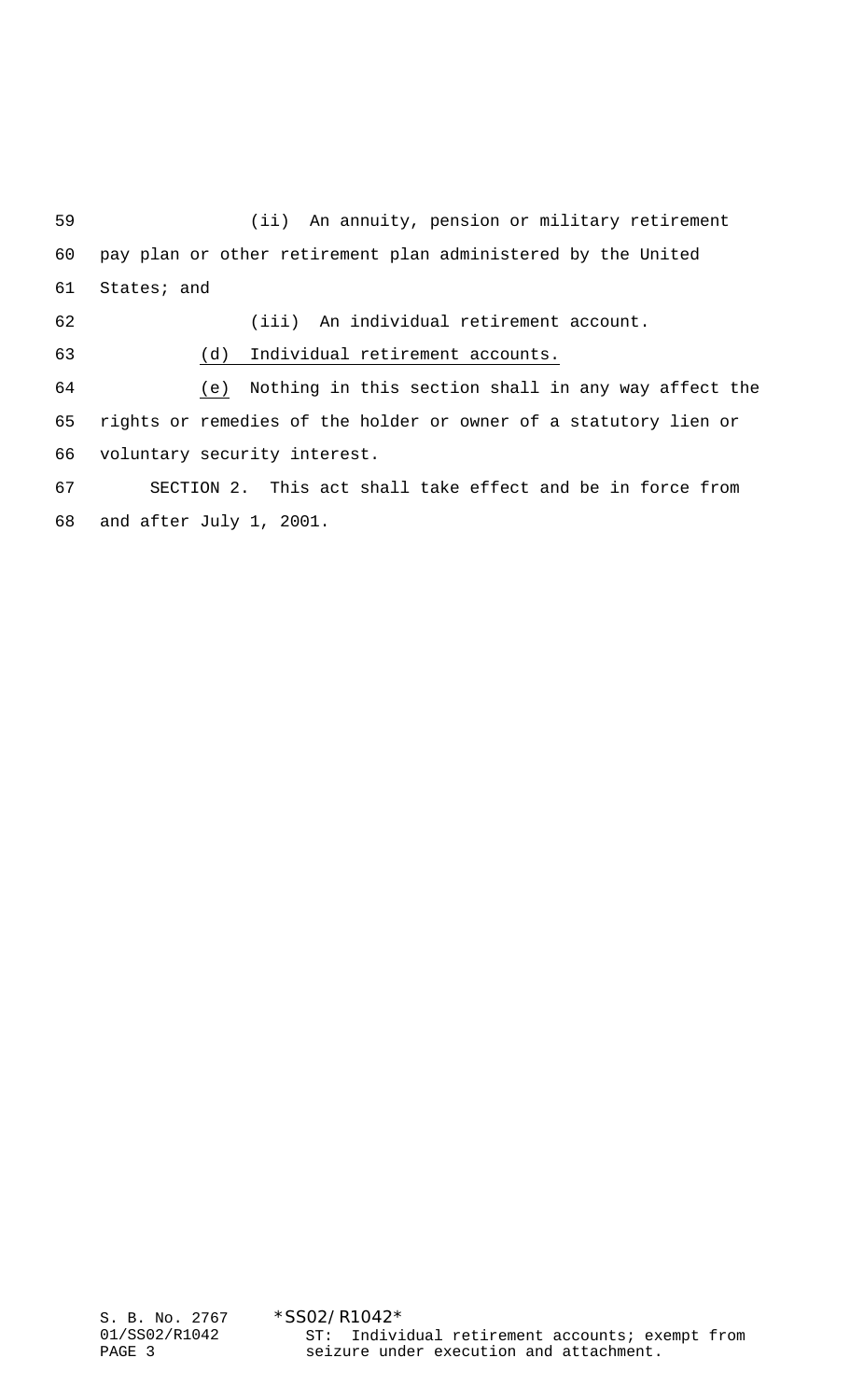(ii) An annuity, pension or military retirement pay plan or other retirement plan administered by the United States; and

(iii) An individual retirement account.

(d) Individual retirement accounts.

(e) Nothing in this section shall in any way affect the rights or remedies of the holder or owner of a statutory lien or voluntary security interest.

SECTION 2. This act shall take effect and be in force from and after July 1, 2001.

ST: Individual retirement accounts; exempt from seizure under execution and attachment.